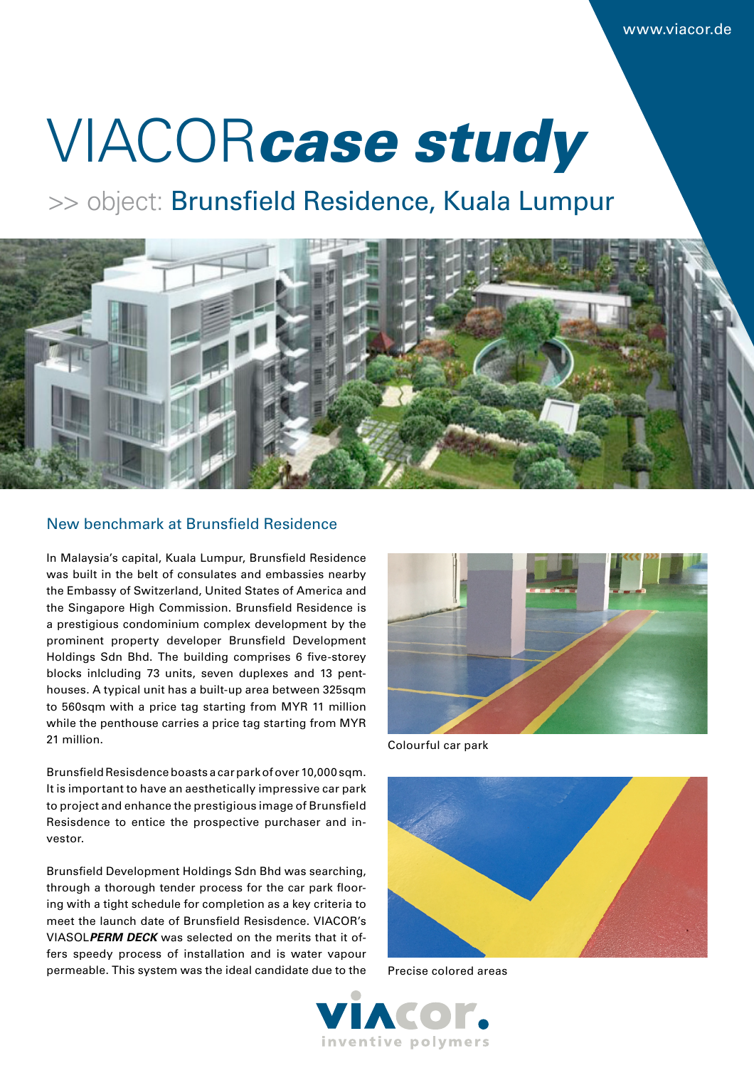# VIACOR*case study*

## >> object: Brunsfield Residence, Kuala Lumpur

### New benchmark at Brunsfield Residence

In Malaysia's capital, Kuala Lumpur, Brunsfield Residence was built in the belt of consulates and embassies nearby the Embassy of Switzerland, United States of America and the Singapore High Commission. Brunsfield Residence is a prestigious condominium complex development by the prominent property developer Brunsfield Development Holdings Sdn Bhd. The building comprises 6 five-storey blocks inlcluding 73 units, seven duplexes and 13 penthouses. A typical unit has a built-up area between 325sqm to 560sqm with a price tag starting from MYR 11 million while the penthouse carries a price tag starting from MYR 21 million.

Brunsfield Resisdence boasts a car park of over 10,000 sqm. It is important to have an aesthetically impressive car park to project and enhance the prestigious image of Brunsfield Resisdence to entice the prospective purchaser and investor.

Brunsfield Development Holdings Sdn Bhd was searching, through a thorough tender process for the car park flooring with a tight schedule for completion as a key criteria to meet the launch date of Brunsfield Resisdence. VIACOR's VIASOL***PERM DECK*** was selected on the merits that it offers speedy process of installation and is water vapour permeable. This system was the ideal candidate due to the

Colourful car park

Precise colored areas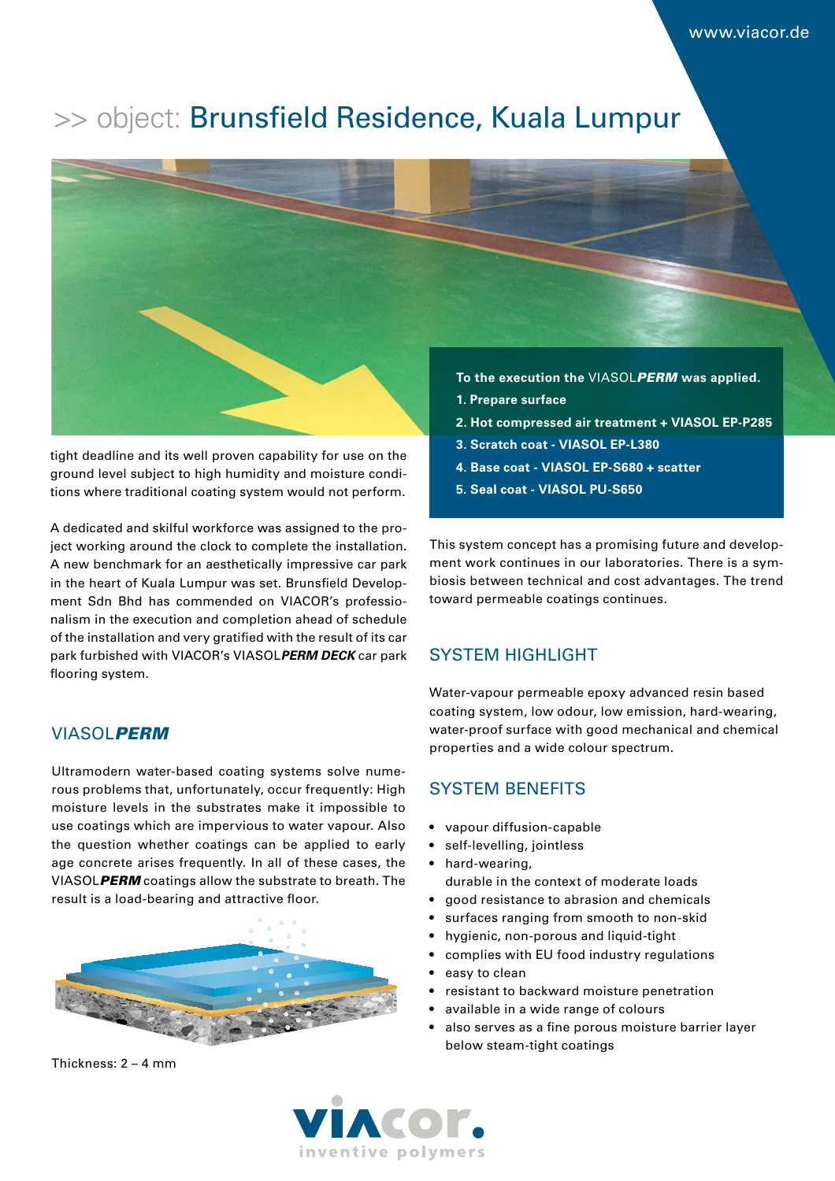# >> object: Brunsfield Residence, Kuala Lumpur

**To the execution the VIASOL*PERM* was applied.**

1. **Prepare surface**
2. **Hot compressed air treatment + VIASOL EP-P285**
3. **Scratch coat - VIASOL EP-L380**
4. **Base coat - VIASOL EP-S680 + scatter**
5. **Seal coat - VIASOL PU-S650**

tight deadline and its well proven capability for use on the ground level subject to high humidity and moisture conditions where traditional coating system would not perform.

A dedicated and skilful workforce was assigned to the project working around the clock to complete the installation. A new benchmark for an aesthetically impressive car park in the heart of Kuala Lumpur was set. Brunsfield Development Sdn Bhd has commended on VIACOR's professionalism in the execution and completion ahead of schedule of the installation and very gratified with the result of its car park furbished with VIACOR's VIASOL***PERM DECK*** car park flooring system.

## VIASOL*PERM*

Ultramodern water-based coating systems solve numerous problems that, unfortunately, occur frequently: High moisture levels in the substrates make it impossible to use coatings which are impervious to water vapour. Also the question whether coatings can be applied to early age concrete arises frequently. In all of these cases, the VIASOL***PERM*** coatings allow the substrate to breath. The result is a load-bearing and attractive floor.

Thickness: 2 – 4 mm

This system concept has a promising future and development work continues in our laboratories. There is a symbiosis between technical and cost advantages. The trend toward permeable coatings continues.

## SYSTEM HIGHLIGHT

Water-vapour permeable epoxy advanced resin based coating system, low odour, low emission, hard-wearing, water-proof surface with good mechanical and chemical properties and a wide colour spectrum.

## SYSTEM BENEFITS

- vapour diffusion-capable
- self-levelling, jointless
- hard-wearing,
  durable in the context of moderate loads
- good resistance to abrasion and chemicals
- surfaces ranging from smooth to non-skid
- hygienic, non-porous and liquid-tight
- complies with EU food industry regulations
- easy to clean
- resistant to backward moisture penetration
- available in a wide range of colours
- also serves as a fine porous moisture barrier layer below steam-tight coatings